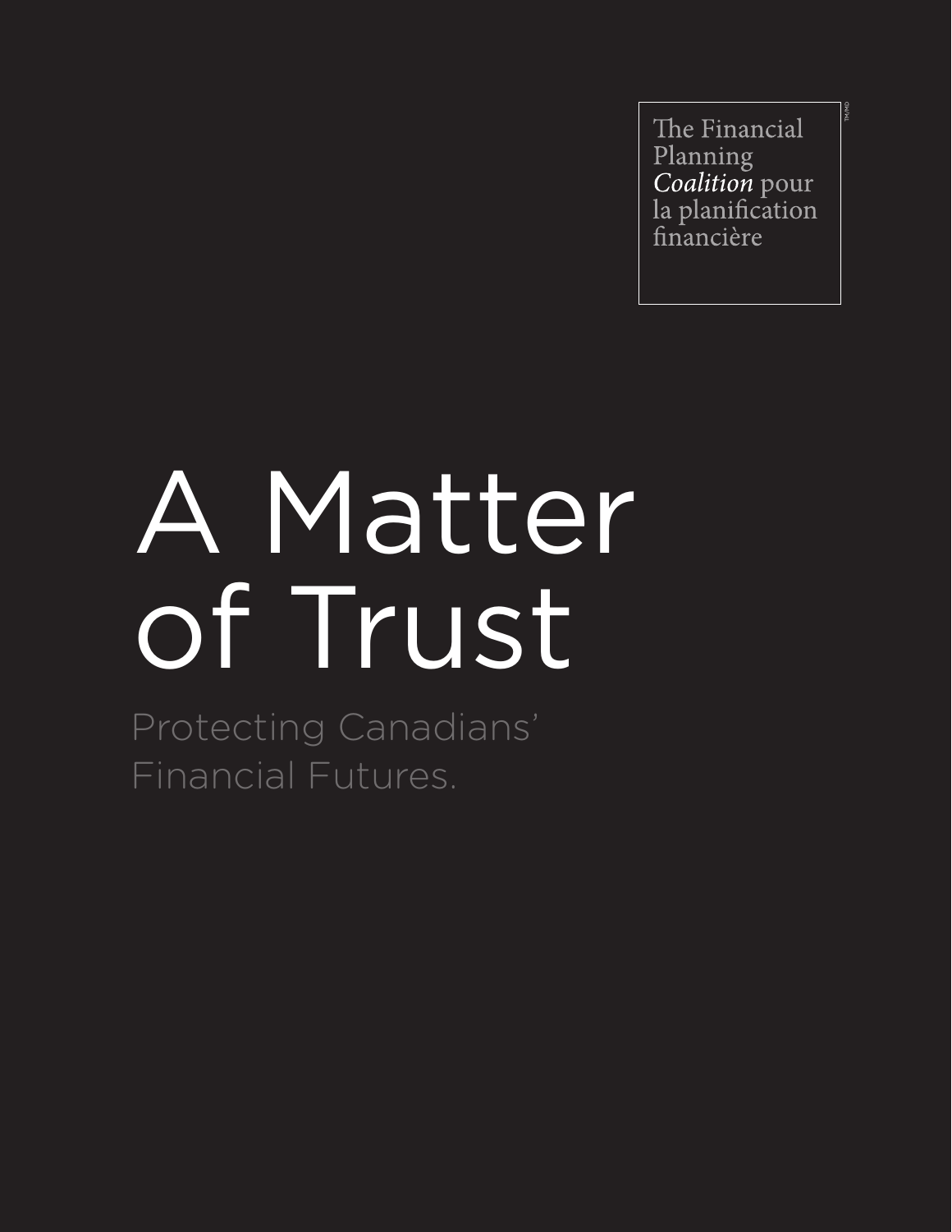The Financial Planning *Coalition* pour la planification financière[TM/MD]

# A Matter of Trust

Protecting Canadians' Financial Futures.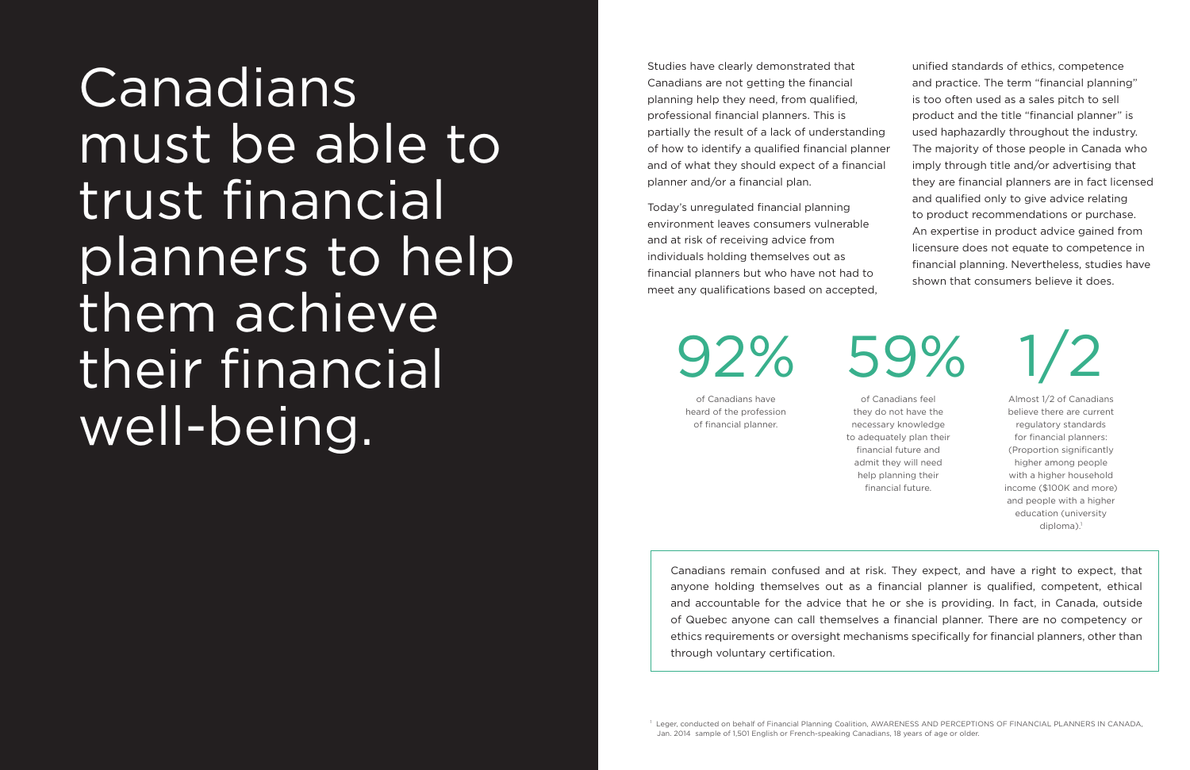# Canadians must be able to trust financial planners to help them achieve their financial well-being.

Studies have clearly demonstrated that Canadians are not getting the financial planning help they need, from qualified, professional financial planners. This is partially the result of a lack of understanding of how to identify a qualified financial planner and of what they should expect of a financial planner and/or a financial plan.

Today's unregulated financial planning environment leaves consumers vulnerable and at risk of receiving advice from individuals holding themselves out as financial planners but who have not had to meet any qualifications based on accepted, unified standards of ethics, competence and practice. The term "financial planning" is too often used as a sales pitch to sell product and the title "financial planner" is used haphazardly throughout the industry. The majority of those people in Canada who imply through title and/or advertising that they are financial planners are in fact licensed and qualified only to give advice relating to product recommendations or purchase. An expertise in product advice gained from licensure does not equate to competence in financial planning. Nevertheless, studies have shown that consumers believe it does.

**92%** of Canadians have heard of the profession of financial planner.

**59%** of Canadians feel they do not have the necessary knowledge to adequately plan their financial future and admit they will need help planning their financial future.

**1/2** Almost 1/2 of Canadians believe there are current regulatory standards for financial planners: (Proportion significantly higher among people with a higher household income ($100K and more) and people with a higher education (university diploma).[1]

Canadians remain confused and at risk. They expect, and have a right to expect, that anyone holding themselves out as a financial planner is qualified, competent, ethical and accountable for the advice that he or she is providing. In fact, in Canada, outside of Quebec anyone can call themselves a financial planner. There are no competency or ethics requirements or oversight mechanisms specifically for financial planners, other than through voluntary certification.

[1] Leger, conducted on behalf of Financial Planning Coalition, AWARENESS AND PERCEPTIONS OF FINANCIAL PLANNERS IN CANADA, Jan. 2014 sample of 1,501 English or French-speaking Canadians, 18 years of age or older.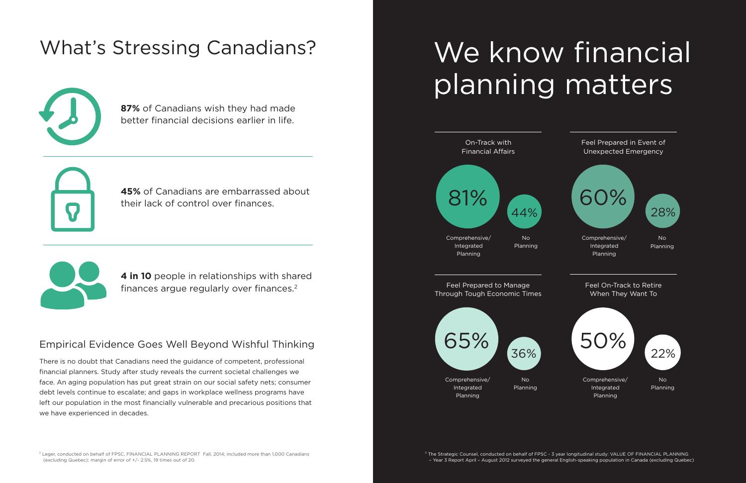# What's Stressing Canadians?

**87%** of Canadians wish they had made better financial decisions earlier in life.

**45%** of Canadians are embarrassed about their lack of control over finances.

**4 in 10** people in relationships with shared finances argue regularly over finances.[2]

## Empirical Evidence Goes Well Beyond Wishful Thinking

There is no doubt that Canadians need the guidance of competent, professional financial planners. Study after study reveals the current societal challenges we face. An aging population has put great strain on our social safety nets; consumer debt levels continue to escalate; and gaps in workplace wellness programs have left our population in the most financially vulnerable and precarious positions that we have experienced in decades.

[2] Leger, conducted on behalf of FPSC, FINANCIAL PLANNING REPORT Fall, 2014; included more than 1,000 Canadians (excluding Quebec); margin of error of +/- 2.5%, 19 times out of 20.

# We know financial planning matters

| | Comprehensive/ Integrated Planning | No Planning |
| --- | --- | --- |
| On-Track with Financial Affairs | 81% | 44% |
| Feel Prepared in Event of Unexpected Emergency | 60% | 28% |
| Feel Prepared to Manage Through Tough Economic Times | 65% | 36% |
| Feel On-Track to Retire When They Want To | 50% | 22% |

[3] The Strategic Counsel, conducted on behalf of FPSC - 3 year longitudinal study: VALUE OF FINANCIAL PLANNING – Year 3 Report April – August 2012 surveyed the general English-speaking population in Canada (excluding Quebec)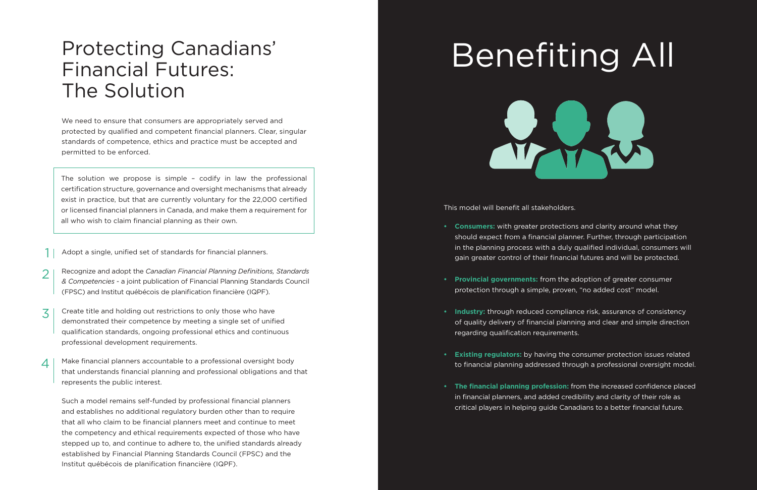# Protecting Canadians' Financial Futures: The Solution

We need to ensure that consumers are appropriately served and protected by qualified and competent financial planners. Clear, singular standards of competence, ethics and practice must be accepted and permitted to be enforced.

> The solution we propose is simple – codify in law the professional certification structure, governance and oversight mechanisms that already exist in practice, but that are currently voluntary for the 22,000 certified or licensed financial planners in Canada, and make them a requirement for all who wish to claim financial planning as their own.

1. Adopt a single, unified set of standards for financial planners.
2. Recognize and adopt the *Canadian Financial Planning Definitions, Standards & Competencies* - a joint publication of Financial Planning Standards Council (FPSC) and Institut québécois de planification financière (IQPF).
3. Create title and holding out restrictions to only those who have demonstrated their competence by meeting a single set of unified qualification standards, ongoing professional ethics and continuous professional development requirements.
4. Make financial planners accountable to a professional oversight body that understands financial planning and professional obligations and that represents the public interest.

Such a model remains self-funded by professional financial planners and establishes no additional regulatory burden other than to require that all who claim to be financial planners meet and continue to meet the competency and ethical requirements expected of those who have stepped up to, and continue to adhere to, the unified standards already established by Financial Planning Standards Council (FPSC) and the Institut québécois de planification financière (IQPF).

# Benefiting All

This model will benefit all stakeholders.

- **Consumers:** with greater protections and clarity around what they should expect from a financial planner. Further, through participation in the planning process with a duly qualified individual, consumers will gain greater control of their financial futures and will be protected.
- **Provincial governments:** from the adoption of greater consumer protection through a simple, proven, "no added cost" model.
- **Industry:** through reduced compliance risk, assurance of consistency of quality delivery of financial planning and clear and simple direction regarding qualification requirements.
- **Existing regulators:** by having the consumer protection issues related to financial planning addressed through a professional oversight model.
- **The financial planning profession:** from the increased confidence placed in financial planners, and added credibility and clarity of their role as critical players in helping guide Canadians to a better financial future.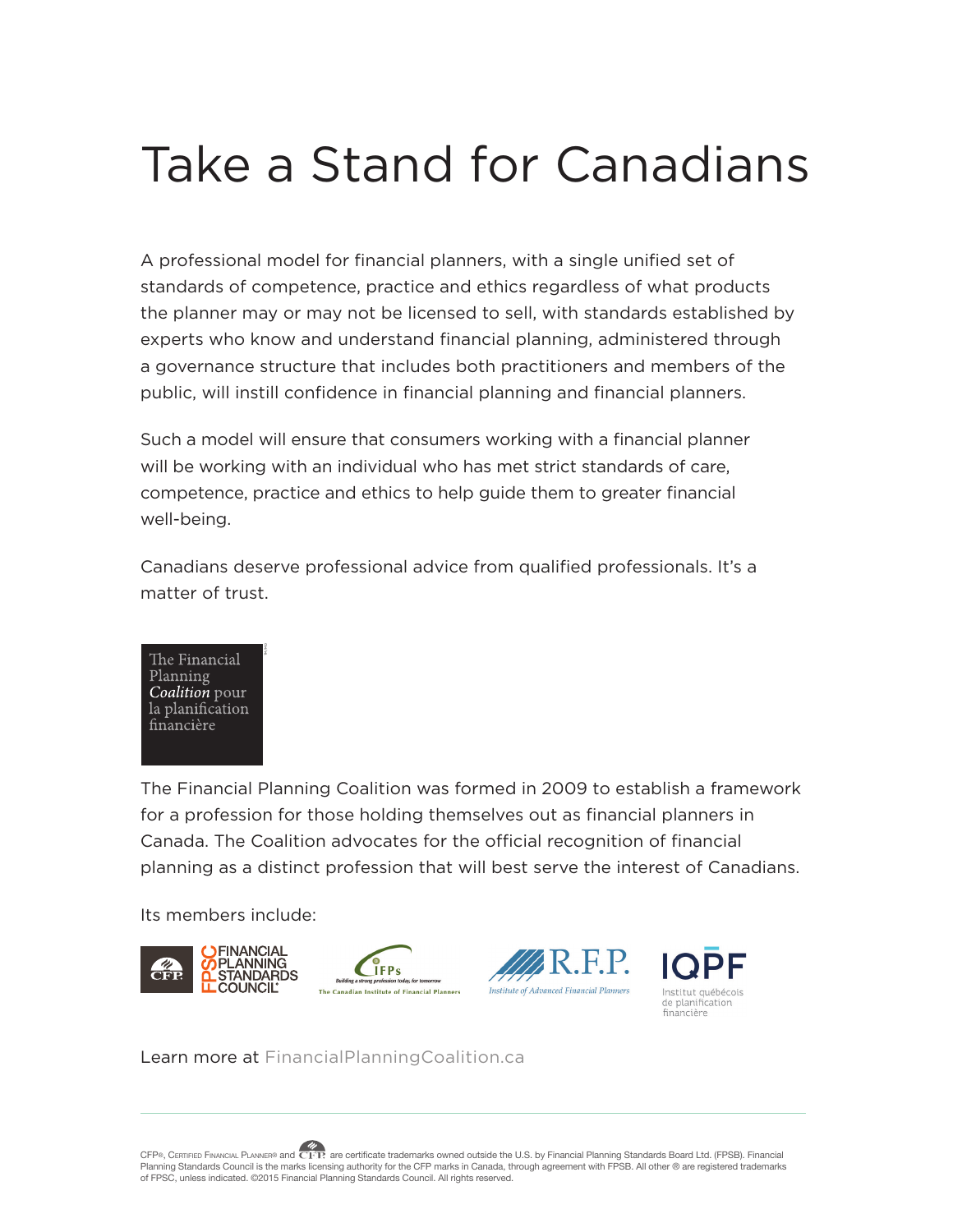# Take a Stand for Canadians

A professional model for financial planners, with a single unified set of standards of competence, practice and ethics regardless of what products the planner may or may not be licensed to sell, with standards established by experts who know and understand financial planning, administered through a governance structure that includes both practitioners and members of the public, will instill confidence in financial planning and financial planners.

Such a model will ensure that consumers working with a financial planner will be working with an individual who has met strict standards of care, competence, practice and ethics to help guide them to greater financial well-being.

Canadians deserve professional advice from qualified professionals. It's a matter of trust.

The Financial Planning *Coalition* pour la planification financière

The Financial Planning Coalition was formed in 2009 to establish a framework for a profession for those holding themselves out as financial planners in Canada. The Coalition advocates for the official recognition of financial planning as a distinct profession that will best serve the interest of Canadians.

Its members include:

FPSC Financial Planning Standards Council

IFPs — Building a strong profession today, for tomorrow — The Canadian Institute of Financial Planners

R.F.P. — Institute of Advanced Financial Planners

IQPF — Institut québécois de planification financière

Learn more at FinancialPlanningCoalition.ca

CFP®, Certified Financial Planner® and CFP are certificate trademarks owned outside the U.S. by Financial Planning Standards Board Ltd. (FPSB). Financial Planning Standards Council is the marks licensing authority for the CFP marks in Canada, through agreement with FPSB. All other ® are registered trademarks of FPSC, unless indicated. ©2015 Financial Planning Standards Council. All rights reserved.